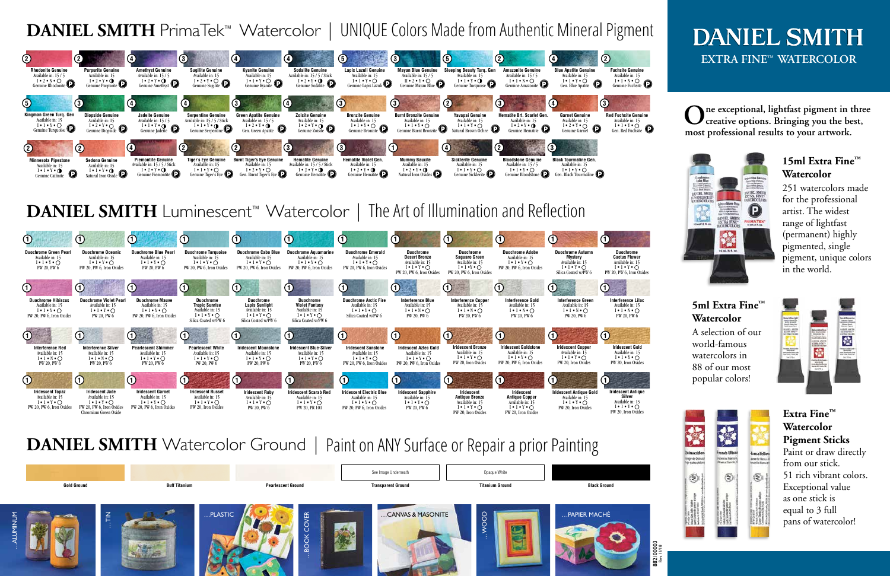# DANIEL SMITH PrimaTek™ Watercolor | UNIQUE Colors Made from Authentic Mineral Pigment

| Color | Series | Available in | Rating | Pigment |
|---|---|---|---|---|
| Rhodonite Genuine | 2 | 15 / 5 | I • 2 • N • ○ | Genuine Rhodonite P |
| Purpurite Genuine | 2 | 15 | I • 2 • Y • ○ | Genuine Purpurite P |
| Amethyst Genuine | 4 | 15 / 5 | I • 2 • Y • ○ | Genuine Amethyst P |
| Sugilite Genuine | 3 | 15 | I • 1 • Y • ○ | Genuine Sugilite P |
| Kyanite Genuine | 4 | 15 | I • 1 • Y • ○ | Genuine Kyanite P |
| Sodalite Genuine | 4 | 15 / 5 / Stick | I • 2 • Y • ◑ | Genuine Sodalite P |
| Lapis Lazuli Genuine | 5 | 15 | I • 1 • Y • ○ | Genuine Lapis Lazuli P |
| Mayan Blue Genuine | 3 | 15 / 5 | II • 2 • Y • ○ | Genuine Mayan Blue P |
| Sleeping Beauty Turq. Gen | 5 | 15 | I • 1 • Y • ○ | Genuine Turquoise P |
| Amazonite Genuine | 2 | 15 / 5 | I • 1 • N • ○ | Genuine Amazonite P |
| Blue Apatite Genuine | 4 | 15 | I • 1 • Y • ○ | Gen. Blue Apatite P |
| Fuchsite Genuine | 2 | 15 | I • 1 • N • ○ | Genuine Fuchsite P |
| Kingman Green Turq. Gen | 5 | 15 | I • 1 • Y • ○ | Genuine Turquoise P |
| Diopside Genuine | 3 | 15 | I • 2 • Y • ○ | Genuine Diopside P |
| Jadeite Genuine | 4 | 15 / 5 | I • 1 • Y • ○ | Genuine Jadeite P |
| Serpentine Genuine | 4 | 15 / 5 / Stick | I • 2 • Y • ◑ | Genuine Serpentine P |
| Green Apatite Genuine | 3 | 15 | I • 2 • Y • ◑ | Gen. Green Apatite P |
| Zoisite Genuine | 4 | 15 | I • 2 • Y • ◑ | Genuine Zoisite P |
| Bronzite Genuine | 3 | 15 | I • 1 • Y • ○ | Genuine Bronzite P |
| Burnt Bronzite Genuine | 3 | 15 | I • 1 • Y • ○ | Genuine Burnt Bronzite P |
| Yavapai Genuine | 2 | 15 | I • 1 • Y • ○ | Natural Brown Ochre P |
| Hematite Brt. Scarlet Gen. | 3 | 15 | I • 2 • Y • ◑ | Genuine Hematite P |
| Garnet Genuine | 4 | 15 | I • 2 • Y • ○ | Genuine Garnet P |
| Red Fuchsite Genuine | 3 | 15 | I • 1 • Y • ○ | Gen. Red Fuchsite P |
| Minnesota Pipestone | 2 | 15 | I • 1 • Y • ○ | Genuine Catlinite P |
| Sedona Genuine | 2 | 15 | I • 1 • Y • ○ | Natural Iron Oxide P |
| Piemontite Genuine | 4 | 15 / 5 / Stick | I • 2 • Y • ◑ | Genuine Piemontite P |
| Tiger's Eye Genuine | 2 | 15 | I • 1 • Y • ◑ | Genuine Tiger's Eye P |
| Burnt Tiger's Eye Genuine | 2 | 15 | I • 2 • Y • ◑ | Gen. Burnt Tiger's Eye P |
| Hematite Genuine | 3 | 15 / 5 / Stick | I • 2 • Y • ◑ | Genuine Hematite P |
| Hematite Violet Gen. | 3 | 15 | I • 2 • Y • ◑ | Genuine Hematite P |
| Mummy Bauxite | 1 | 15 | I • 1 • Y • ○ | Natural Iron Oxides P |
| Sicklerite Genuine | 4 | 15 | I • 1 • Y • ○ | Genuine Sicklerite P |
| Bloodstone Genuine | 2 | 15 / 5 | I • 1 • Y • ○ | Genuine Bloodstone P |
| Black Tourmaline Gen. | 3 | 15 | I • 1 • Y • ○ | Gen. Black Tourmaline P |

# DANIEL SMITH Luminescent™ Watercolor | The Art of Illumination and Reflection

| Color | Series | Available in | Rating | Pigment |
|---|---|---|---|---|
| Duochrome Green Pearl | 1 | 15 | I • 1 • Y • ○ | PW 20, PW 6 |
| Duochrome Oceanic | 1 | 15 | I • 1 • Y • ○ | PW 20, PW 6, Iron Oxides |
| Duochrome Blue Pearl | 1 | 15 | I • 1 • Y • ○ | PW 20, PW 6 |
| Duochrome Turquoise | 1 | 15 | I • 1 • Y • ○ | PW 20, PW 6, Iron Oxides |
| Duochrome Cabo Blue | 1 | 15 | I • 1 • Y • ○ | PW 20, PW 6, Iron Oxides |
| Duochrome Aquamarine | 1 | 15 | I • 1 • Y • ○ | PW 20, PW 6, Iron Oxides |
| Duochrome Emerald | 1 | 15 | I • 1 • Y • ○ | PW 20, PW 6, Iron Oxides |
| Duochrome Desert Bronze | 1 | 15 | I • 1 • Y • ○ | PW 20, PW 6, Iron Oxides |
| Duochrome Saguaro Green | 1 | 15 | I • 1 • Y • ○ | PW 20, PW 6, Iron Oxides |
| Duochrome Adobe | 1 | 15 | I • 1 • Y • ○ | PW 20, PW 6, Iron Oxides |
| Duochrome Autumn Mystery | 1 | 15 | I • 1 • Y • ○ | Silica Coated w/PW 6 |
| Duochrome Cactus Flower | 1 | 15 | I • 1 • Y • ○ | PW 20, PW 6, Iron Oxides |
| Duochrome Hibiscus | 1 | 15 | I • 1 • Y • ○ | PW 20, PW 6, Iron Oxides |
| Duochrome Violet Pearl | 1 | 15 | I • 1 • Y • ○ | PW 20, PW 6 |
| Duochrome Mauve | 1 | 15 | I • 1 • Y • ○ | PW 20, PW 6, Iron Oxides |
| Duochrome Tropic Sunrise | 1 | 15 | I • 1 • Y • ○ | Silica Coated w/PW 6 |
| Duochrome Lapis Sunlight | 1 | 15 | I • 1 • Y • ○ | Silica Coated w/PW 6 |
| Duochrome Violet Fantasy | 1 | 15 | I • 1 • Y • ○ | Silica Coated w/PW 6 |
| Duochrome Arctic Fire | 1 | 15 | I • 1 • Y • ○ | Silica Coated w/PW 6 |
| Interference Blue | 1 | 15 | I • 1 • N • ○ | PW 20, PW 6 |
| Interference Copper | 1 | 15 | I • 1 • N • ○ | PW 20, PW 6 |
| Interference Gold | 1 | 15 | I • 1 • N • ○ | PW 20, PW 6 |
| Interference Green | 1 | 15 | I • 1 • N • ○ | PW 20, PW 6 |
| Interference Lilac | 1 | 15 | I • 1 • N • ○ | PW 20, PW 6 |
| Interference Red | 1 | 15 | I • 1 • N • ○ | PW 20, PW 6 |
| Interference Silver | 1 | 15 | I • 1 • N • ○ | PW 20, PW 6 |
| Pearlescent Shimmer | 1 | 15 | I • 1 • Y • ○ | PW 20, PW 6 |
| Pearlescent White | 1 | 15 | I • 1 • Y • ○ | PW 20, PW 6 |
| Iridescent Moonstone | 1 | 15 | I • 1 • Y • ○ | PW 20, PW 6 |
| Iridescent Blue-Silver | 1 | 15 | I • 1 • Y • ○ | PW 20, PW 6 |
| Iridescent Sunstone | 1 | 15 | I • 1 • Y • ○ | PW 20, PW 6, Iron Oxides |
| Iridescent Aztec Gold | 1 | 15 | I • 1 • Y • ○ | PW 20, PW 6, Iron Oxides |
| Iridescent Bronze | 1 | 15 | I • 1 • Y • ○ | PW 20, Iron Oxides |
| Iridescent Goldstone | 1 | 15 | I • 1 • Y • ○ | PW 20, PW 6, Iron Oxides |
| Iridescent Copper | 1 | 15 | I • 1 • Y • ○ | PW 20, Iron Oxides |
| Iridescent Gold | 1 | 15 | I • 1 • Y • ○ | PW 20, Iron Oxides |
| Iridescent Topaz | 1 | 15 | I • 1 • Y • ○ | PW 20, PW 6, Iron Oxides |
| Iridescent Jade | 1 | 15 | I • 1 • Y • ○ | PW 20, PW 6, Iron Oxides, Chromium Green Oxide |
| Iridescent Garnet | 1 | 15 | I • 1 • Y • ○ | PW 20, PW 6, Iron Oxides |
| Iridescent Russet | 1 | 15 | I • 1 • Y • ○ | PW 20, Iron Oxides |
| Iridescent Ruby | 1 | 15 | I • 1 • Y • ○ | PW 20, PW 6 |
| Iridescent Scarab Red | 1 | 15 | I • 1 • Y • ○ | PW 20, PR 101 |
| Iridescent Electric Blue | 1 | 15 | I • 1 • Y • ○ | PW 20, PW 6, Iron Oxides |
| Iridescent Sapphire | 1 | 15 | I • 1 • Y • ○ | PW 20, PW 6 |
| Iridescent Antique Bronze | 1 | 15 | I • 1 • Y • ○ | PW 20, Iron Oxides |
| Iridescent Antique Copper | 1 | 15 | I • 1 • Y • ○ | PW 20, Iron Oxides |
| Iridescent Antique Gold | 1 | 15 | I • 1 • Y • ○ | PW 20, Iron Oxides |
| Iridescent Antique Silver | 1 | 15 | I • 1 • N • ○ | PW 20, Iron Oxides |

# DANIEL SMITH Watercolor Ground | Paint on ANY Surface or Repair a prior Painting

- Gold Ground
- Buff Titanium
- Pearlescent Ground
- Transparent Ground (See Image Underneath)
- Titanium Ground (Opaque White)
- Black Ground

...ALUMINUM | ...TIN | ...PLASTIC | ...BOOK COVER | ...CANVAS & MASONITE | ...WOOD | ...PAPIER MACHÉ

# DANIEL SMITH

## EXTRA FINE™ WATERCOLOR

**One exceptional, lightfast pigment in three creative options. Bringing you the best, most professional results to your artwork.**

### 15ml Extra Fine™ Watercolor

251 watercolors made for the professional artist. The widest range of lightfast (permanent) highly pigmented, single pigment, unique colors in the world.

### 5ml Extra Fine™ Watercolor

A selection of our world-famous watercolors in 88 of our most popular colors!

### Extra Fine™ Watercolor Pigment Sticks

Paint or draw directly from our stick. 51 rich vibrant colors. Exceptional value as one stick is equal to 3 full pans of watercolor!

882 100003
Rev 11/18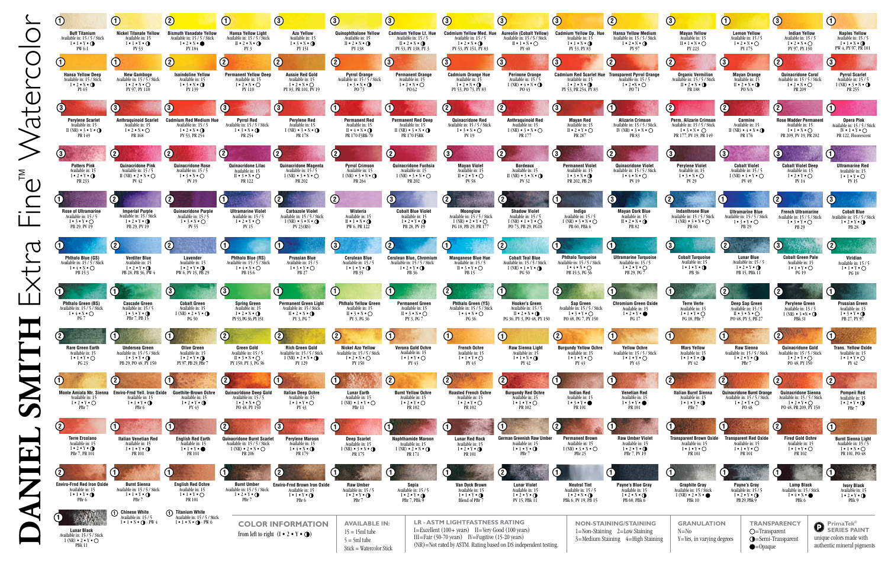# DANIEL SMITH Extra Fine™ Watercolor

In the table below, the Series column gives each paint's series number, and the Info column gives the color information in the order I • 2 • Y • ◐, as explained in the key at the end.

| Series | Color | Available in | Info | Pigment |
|---|---|---|---|---|
| 1 | Buff Titanium | 15 / 5 / Stick | I • 1 • Y • ◐ | PW 6:1 |
| 1 | Nickel Titanate Yellow | 15 | I • 1 • Y • ◐ | PY 53 |
| 2 | Bismuth Vanadate Yellow | 15 / 5 / Stick | I • 2 • N • ● | PY 184 |
| 1 | Hansa Yellow Light | 15 | II • 2 • N • ◐ | PY 3 |
| 1 | Azo Yellow | 15 | I • 3 • N • ◐ | PY 151 |
| 2 | Quinophthalone Yellow | 15 / 5 | II • 2 • N • ◐ | PY 138 |
| 3 | Cadmium Yellow Lt. Hue | 15 / 5 | II • 2 • N • ◐ | PY 53, PY 138, PY 3 |
| 3 | Cadmium Yellow Med. Hue | 15 / 5 | I • 2 • N • ◐ | PY 53, PY 151, PY 83 |
| 3 | Aureolin (Cobalt Yellow) | 15 / 5 / Stick | II • 1 • N • ◐ | PY 40 |
| 3 | Cadmium Yellow Dp. Hue | 15 | I • 1 • N • ◐ | PY 53, PY 83 |
| 2 | Hansa Yellow Medium | 15 / 5 / Stick | I • 2 • N • ◐ | PY 97 |
| 3 | Mayan Yellow | 15 | II • 1 • N • ◐ | PY 223 |
| 1 | Lemon Yellow | 15 | I • 2 • N • ○ | PY 175 |
| 3 | Indian Yellow | 15 / 5 | I • 2 • N • ○ | PY 97, PY 150 |
| 1 | Naples Yellow | 15 / 5 | I • 1 • N • ◐ | PW 4, PY 97, PR 101 |
| 1 | Hansa Yellow Deep | 15 / 5 / Stick | I • 2 • N • ◐ | PY 65 |
| 1 | New Gamboge | 15 / 5 / Stick | I • 2 • N • ○ | PY 97, PY 110 |
| 2 | Isoindoline Yellow | 15 | I • 3 • N • ○ | PY 139 |
| 2 | Permanent Yellow Deep | 15 | I • 2 • N • ○ | PY 110 |
| 2 | Aussie Red Gold | 15 | I • 2 • N • ○ | PY 83, PR 101, PV 19 |
| 2 | Pyrrol Orange | 15 / 5 / Stick | I • 3 • N • ○ | PO 73 |
| 3 | Permanent Orange | 15 | I • 2 • N • ○ | PO 62 |
| 3 | Cadmium Orange Hue | 15 | I • 2 • N • ◐ | PY 53, PO 73, PY 83 |
| 3 | Perinone Orange | 15 / 5 | I (NR) • 4 • N • ◐ | PO 43 |
| 3 | Cadmium Red Scarlet Hue | 15 | I • 2 • N • ◐ | PY 53, PR 254, PY 83 |
| 2 | Transparent Pyrrol Orange | 15 / 5 / Stick | I • 2 • N • ○ | PO 71 |
| 2 | Organic Vermilion | 15 | II • 2 • N • ◐ | PR 188 |
| 3 | Mayan Orange | 15 | II • 2 • N • ◐ | PO N/A |
| 2 | Quinacridone Coral | 15 / 5 / Stick | I • 2 • N • ○ | PR 209 |
| 3 | Pyrrol Scarlet | 15 / 5 | I (NR) • 3 • N • ◐ | PR 255 |
| 3 | Perylene Scarlet | 15 | II (NR) • 3 • N • ◐ | PR 149 |
| 3 | Anthraquinoid Scarlet | 15 | I • 2 • N • ○ | PR 168 |
| 3 | Cadmium Red Medium Hue | 15 / 5 | I • 2 • N • ◐ | PY 53, PR 254 |
| 3 | Pyrrol Red | 15 / 5 / Stick | I • 3 • N • ◐ | PR 254 |
| 3 | Perylene Red | 15 / 5 | I (NR) • 3 • N • ◐ | PR 178 |
| 1 | Permanent Red | 15 | II • 4 • N • ◐ | PR 170 F3RK-70 |
| 1 | Permanent Red Deep | 15 / 5 | II (NR) • 3 • N • ◐ | PR 170 F5RK |
| 3 | Quinacridone Red | 15 / 5 / Stick | I • 3 • N • ○ | PV 19 |
| 2 | Anthraquinoid Red | 15 / 5 | I (NR) • 3 • N • ○ | PR 177 |
| 3 | Mayan Red | 15 | II • 2 • N • ◐ | PR 287 |
| 1 | Alizarin Crimson | 15 / 5 / Stick | IV (NR) • 3 • N • ○ | PR 83 |
| 2 | Perm. Alizarin Crimson | 15 / 5 / Stick | I • 3 • N • ○ | PR 177, PV 19, PR 149 |
| 2 | Carmine | 15 | II (NR) • 4 • N • ◐ | PR 176 |
| 2 | Rose Madder Permanent | 15 | I • 1 • N • ○ | PR 209, PV 19, PR 202 |
| 1 | Opera Pink | 15 / 5 / Stick | IV • 1 • Y • ○ | PR 122, Fluorescent |
| 3 | Potters Pink | 15 / 5 | I • 2 • Y • ◐ | PR 233 |
| 2 | Quinacridone Pink | 15 / 5 | II (NR) • 2 • N • ○ | PV 42 |
| 2 | Quinacridone Rose | 15 / 5 | I • 3 • N • ○ | PV 19 |
| 2 | Quinacridone Lilac | 15 | II • 3 • N • ○ | PR 122 |
| 2 | Quinacridone Magenta | 15 / 5 | I (NR) • 3 • N • ○ | PR 202 |
| 2 | Pyrrol Crimson | 15 / 5 | I (NR) • 3 • N • ◐ | PR 264 |
| 2 | Quinacridone Fuchsia | 15 / 5 | I (NR) • 3 • N • ○ | PR 202 |
| 3 | Mayan Violet | 15 | II • 2 • Y • ◐ | PV 58 |
| 2 | Bordeaux | 15 / 5 | II (NR) • 3 • N • ◐ | PV 32 |
| 3 | Permanent Violet | 15 | I • 3 • N • ◐ | PR 202, PB 29 |
| 2 | Quinacridone Violet | 15 / 5 / Stick | I • 4 • N • ○ | PV 19 |
| 3 | Perylene Violet | 15 | I • 3 • N • ◐ | PV 29 |
| 3 | Cobalt Violet | 15 / 5 | I (NR) • 1 • Y • ○ | PV 49 |
| 3 | Cobalt Violet Deep | 15 | I • 2 • Y • ◐ | PV 14 |
| 1 | Ultramarine Red | 15 | I • 1 • Y • ○ | PV 15 |
| 1 | Rose of Ultramarine | 15 / 5 | I • 3 • Y • ○ | PB 29, PV 19 |
| 2 | Imperial Purple | 15 / Stick | I • 2 • N • ◐ | PB 29, PV 19 |
| 2 | Quinacridone Purple | 15 / 5 | I • 3 • N • ○ | PV 55 |
| 1 | Ultramarine Violet | 15 / 5 | I • 2 • Y • ○ | PV 15 |
| 1 | Carbazole Violet | 15 / 5 / Stick | I (NR) • 3 • N • ◐ | PV 23 (RS) |
| 2 | Wisteria | 15 | II • 1 • N • ◐ | PW 6, PR 122 |
| 3 | Cobalt Blue Violet | 15 / 5 | I • 2 • Y • ◐ | PB 28, PV 19 |
| 2 | Moonglow | 15 / 5 / Stick | I (NR) • 2 • Y • ○ | PG 18, PB 29, PR 177 |
| 2 | Shadow Violet | 15 / 5 | I (NR) • 1 • Y • ○ | PO 73, PB 29, PG18 |
| 1 | Indigo | 15 / 5 | I (NR) • 3 • N • ◐ | PB 60, PBk 6 |
| 3 | Mayan Dark Blue | 15 | II • 2 • N • ◐ | PB 82 |
| 2 | Indanthrone Blue | 15 / 5 / Stick | I (NR) • 3 • N • ○ | PB 60 |
| 1 | Ultramarine Blue | 15 / 5 / Stick | I • 3 • Y • ○ | PB 29 |
| 2 | French Ultramarine | 15 / 5 / Stick | I • 3 • Y • ○ | PB 29 |
| 3 | Cobalt Blue | 15 / 5 / Stick | I • 1 • Y • ○ | PB 28 |
| 1 | Phthalo Blue (GS) | 15 / 5 / Stick | I • 4 • N • ○ | PB 15:3 |
| 2 | Verditer Blue | 15 | I • 2 • Y • ◐ | PB 28, PB 36, PW 4 |
| 2 | Lavender | 15 | I • 2 • N • ◐ | PW 6, PV 15, PB 29 |
| 1 | Phthalo Blue (RS) | 15 / 5 / Stick | I • 4 • N • ○ | PB 15:6 |
| 1 | Prussian Blue | 15 / 5 / Stick | I • 3 • Y • ○ | PB 27 |
| 3 | Cerulean Blue | 15 | I • 1 • Y • ◐ | PB 35 |
| 2 | Cerulean Blue, Chromium | 15 / 5 | I • 2 • Y • ◐ | PB 36 |
| 2 | Manganese Blue Hue | 15 | II • 3 • Y • ○ | PB 15 |
| 2 | Cobalt Teal Blue | 15 / 5 / Stick | I (NR) • 1 • Y • ◐ | PG 50 |
| 1 | Phthalo Turquoise | 15 / 5 / Stick | I • 4 • N • ○ | PB 15:3, PG 36 |
| 1 | Ultramarine Turquoise | 15 / 5 | I • 2 • Y • ○ | PB 29, PG 7 |
| 3 | Cobalt Turquoise | 15 | I • 1 • Y • ◐ | PB 36 |
| 2 | Lunar Blue | 15 / 5 | I • 2 • Y • ◐ | PB 15, PBk 11 |
| 3 | Cobalt Green Pale | 15 | I • 1 • Y • ○ | PG 19 |
| 1 | Viridian | 15 / 5 | I • 1 • Y • ○ | PG 18 |
| 1 | Phthalo Green (BS) | 15 / 5 / Stick | I • 4 • N • ○ | PG 7 |
| 1 | Cascade Green | 15 / 5 | I • 3 • Y • ○ | PBr 7, PB 15 |
| 3 | Cobalt Green | 15 | I (NR) • 2 • Y • ◐ | PG 50 |
| 3 | Spring Green | 15 | I • 2 • N • ◐ | PY 53, PG 36, PY 151 |
| 2 | Permanent Green Light | 15 / Stick | II • 2 • N • ◐ | PY 3, PG 7 |
| 1 | Phthalo Yellow Green | 15 | II • 3 • N • ○ | PY 3, PG 36 |
| 1 | Permanent Green | 15 | II • 3 • N • ◐ | PY 3, PG 7 |
| 1 | Phthalo Green (YS) | 15 / 5 / Stick | I • 4 • N • ○ | PG 36 |
| 1 | Hooker's Green | 15 / 5 | III • 2 • N • ◐ | PG 36, PY 3, PO 48, PY 150 |
| 2 | Sap Green | 15 / 5 / Stick | I • 3 • Y • ○ | PO 48, PG 7, PY 150 |
| 1 | Chromium Green Oxide | 15 | I • 2 • Y • ● | PG 17 |
| 1 | Terre Verte | 15 | I • 1 • Y • ◐ | PG 18, PBr 7 |
| 2 | Deep Sap Green | 15 / 5 | II • 3 • N • ○ | PO 48, PY 3, PB 27 |
| 2 | Perylene Green | 15 / 5 | I (NR) • 3 • N • ◐ | PBk 31 |
| 1 | Prussian Green | 15 | I • 3 • Y • ◐ | PB 27, PY 97 |
| 2 | Rare Green Earth | 15 | I • 1 • Y • ◐ | PG 23 |
| 1 | Undersea Green | 15 / 5 / Stick | I • 3 • Y • ○ | PB 29, PO 48, PY 150 |
| 1 | Olive Green | 15 | I • 2 • Y • ◐ | PY 97, PB 29, PBr 7 |
| 2 | Green Gold | 15 | II • 3 • N • ○ | PY 150, PY 3, PG 36 |
| 2 | Rich Green Gold | 15 / 5 / Stick | I (NR) • 2 • N • ◐ | PY 129 |
| 2 | Nickel Azo Yellow | 15 / 5 / Stick | I • 2 • N • ○ | PY 150 |
| 1 | Verona Gold Ochre | 15 | I • 1 • Y • ◐ | PY 43 |
| 1 | French Ochre | 15 | I • 1 • Y • ◐ | PY 43 |
| 1 | Raw Sienna Light | 15 | I • 1 • N • ◐ | PY 42 |
| 2 | Burgundy Yellow Ochre | 15 | I • 2 • Y • ○ | PY 43 |
| 1 | Yellow Ochre | 15 / 5 / Stick | I • 1 • Y • ◐ | PY 43 |
| 1 | Mars Yellow | 15 | I • 1 • Y • ◐ | PY 42 |
| 1 | Raw Sienna | 15 / 5 / Stick | I • 2 • Y • ◐ | PBr 7 |
| 2 | Quinacridone Gold | 15 / 5 | I • 2 • Y • ○ | PO 48, PY 150 |
| 1 | Trans. Yellow Oxide | 15 | I • 1 • Y • ○ | PY 42 |
| 1 | Monte Amiata Ntr. Sienna | 15 | I • 2 • Y • ○ | PBr 7 |
| 1 | Enviro-Frnd Yell. Iron Oxide | 15 | I • 1 • Y • ◐ | PBr 6 |
| 1 | Goethite-Brown Ochre | 15 | I • 2 • Y • ◐ | PY 43 |
| 2 | Quinacridone Deep Gold | 15 / 5 | I • 2 • Y • ○ | PO 48, PY 150 |
| 1 | Italian Deep Ochre | 15 | I • 2 • Y • ◐ | PY 43 |
| 1 | Lunar Earth | 15 | I (NR) • 1 • Y • ○ | PBr 11 |
| 1 | Burnt Yellow Ochre | 15 | I • 2 • Y • ○ | PR 102 |
| 2 | Roasted French Ochre | 15 | I • 2 • Y • ○ | PR 102 |
| 2 | Burgundy Red Ochre | 15 | I • 1 • Y • ◐ | PR 102 |
| 2 | Indian Red | 15 | I • 3 • Y • ● | PR 101 |
| 1 | Venetian Red | 15 | I • 1 • Y • ◐ | PR 101 |
| 2 | Italian Burnt Sienna | 15 | I • 1 • Y • ◐ | PBr 7 |
| 2 | Quinacridone Burnt Orange | 15 / 5 / Stick | I • 2 • Y • ○ | PO 48 |
| 2 | Quinacridone Sienna | 15 / 5 / Stick | I • 2 • Y • ○ | PO 48, PR 209, PY 150 |
| 1 | Pompeii Red | 15 | I • 2 • Y • ◐ | PBr 7 |
| 2 | Terre Ercolano | 15 | I • 2 • Y • ◐ | PBr 7, PR 101 |
| 1 | Italian Venetian Red | 15 | I • 1 • Y • ◐ | PR 101 |
| 1 | English Red Earth | 15 | I • 1 • Y • ● | PR 101 |
| 2 | Quinacridone Burnt Scarlet | 15 / 5 / Stick | I (NR) • 2 • N • ○ | PR 206 |
| 3 | Perylene Maroon | 15 | I • 4 • N • ◐ | PR 179 |
| 1 | Deep Scarlet | 15 / 5 | I (NR) • 3 • N • ◐ | PR 175 |
| 1 | Naphthamide Maroon | 15 | I (NR) • 2 • N • ◐ | PR 171 |
| 1 | Lunar Red Rock | 15 | I • 2 • Y • ○ | PR 101 |
| 1 | German Greenish Raw Umber | 15 | I • 1 • Y • ◐ | PBr 7 |
| 2 | Permanent Brown | 15 | I (NR) • 3 • N • ○ | PBr 25 |
| 1 | Raw Umber Violet | 15 | I • 2 • Y • ◐ | PBr 7, PV 19 |
| 1 | Transparent Brown Oxide | 15 / 5 / Stick | I • 1 • Y • ○ | PR 101 |
| 1 | Transparent Red Oxide | 15 / 5 / Stick | I • 1 • Y • ○ | PR 101 |
| 2 | Fired Gold Ochre | 15 | I • 1 • Y • ○ | PR 102 |
| 1 | Burnt Sienna Light | 15 | I • 1 • N • ○ | PR 101, PO 48 |
| 2 | Enviro-Frnd Red Iron Oxide | 15 | I • 1 • Y • ◐ | PBr 6 |
| 1 | Burnt Sienna | 15 / 5 / Stick | I • 1 • Y • ◐ | PBr 7 |
| 1 | English Red Ochre | 15 | I • 1 • Y • ◐ | PR 101 |
| 1 | Burnt Umber | 15 / 5 / Stick | I • 2 • Y • ◐ | PBr 7 |
| 2 | Enviro-Frnd Brown Iron Oxide | 15 | I • 2 • Y • ◐ | PBr 6 |
| 1 | Raw Umber | 15 / 5 | I • 2 • Y • ◐ | PBr 7 |
| 1 | Sepia | 15 / 5 | I • 2 • Y • ◐ | PBr 7, PBk 9 |
| 1 | Van Dyck Brown | 15 | I • 1 • Y • ◐ | Blend of PBr 7 |
| 2 | Lunar Violet | 15 | I • 2 • Y • ◐ | PV 15, PBk 11 |
| 1 | Neutral Tint | 15 / 5 | I • 2 • N • ◐ | PBk 6, PV 19, PB 15 |
| 1 | Payne's Blue Gray | 15 | I • 2 • Y • ◐ | PB 60, PBk 6 |
| 1 | Graphite Gray | 15 / Stick | I (NR) • 2 • N • ● | PBk 10 |
| 1 | Payne's Gray | 15 / 5 | I • 2 • Y • ◐ | PB 29, PBk 9 |
| 1 | Lamp Black | 15 / Stick | I • 1 • N • ● | PBk 6 |
| 1 | Ivory Black | 15 | I • 2 • Y • ◐ | PBk 9 |
| 1 | Lunar Black | 15 / 5 / Stick | I (NR) • 2 • Y • ○ | PBk 11 |
| 1 | Chinese White | 15 / 5 | I • 1 • N • ◐ | PW 4 |
| 1 | Titanium White | 15 / 5 / Stick | I • 1 • N • ◐ | PW 6 |

**COLOR INFORMATION**
from left to right (I • 2 • Y • ◐)

**AVAILABLE IN:**
15 = 15ml tube
5 = 5ml tube
Stick = Watercolor Stick

**LR - ASTM LIGHTFASTNESS RATING**
I=Excellent (100+ years) II=Very Good (100 years)
III=Fair (50-70 years) IV=Fugitive (15-20 years)
(NR)=Not rated by ASTM. Rating based on DS independent testing.

**NON-STAINING/STAINING**
1=Non-Staining 2=Low Staining
3=Medium Staining 4=High Staining

**GRANULATION**
N=No
Y=Yes, in varying degrees

**TRANSPARENCY**
○=Transparent
◐=Semi-Transparent
●=Opaque

**PrimaTek® SERIES PAINT**
unique colors made with authentic mineral pigments